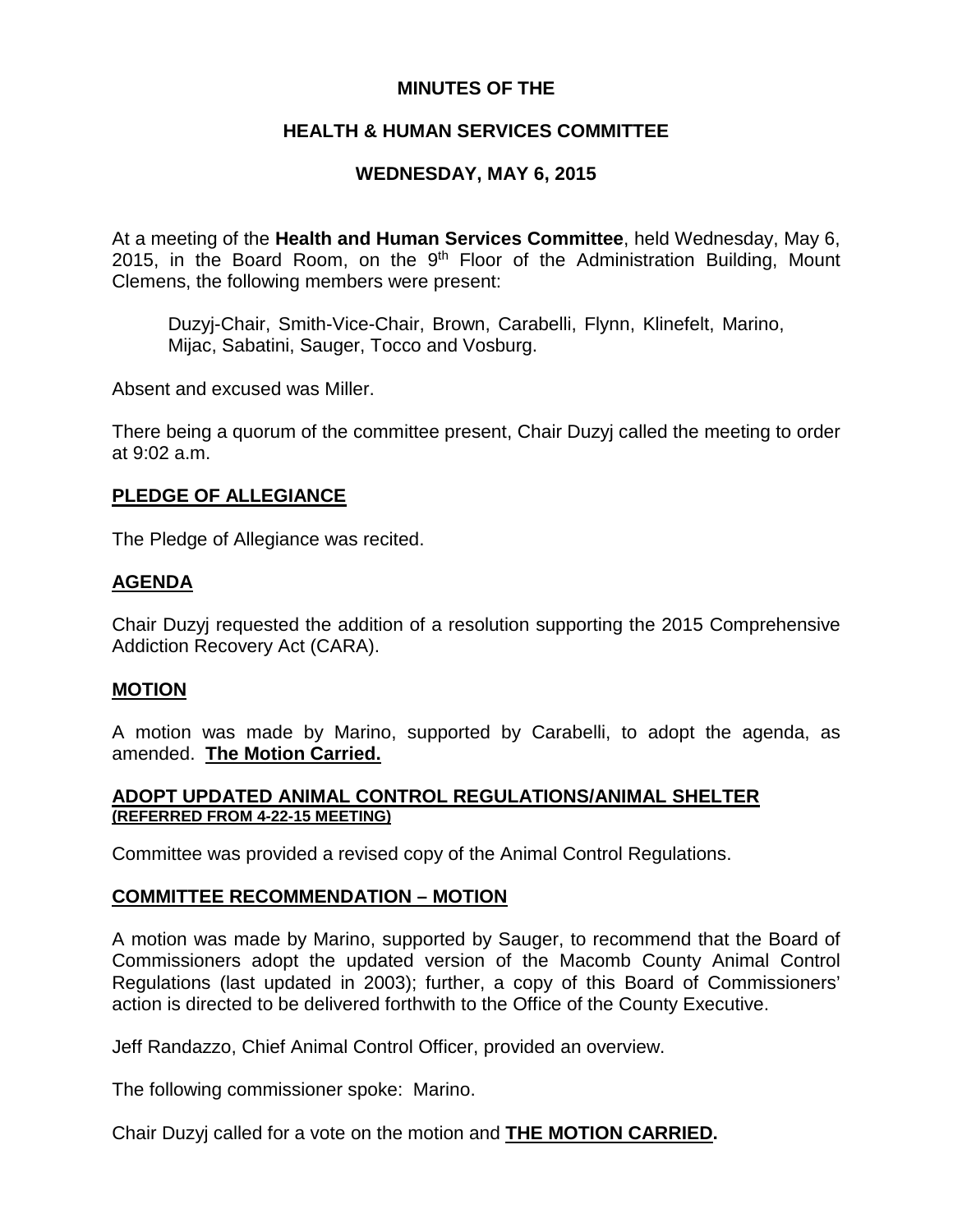# MINUTES OF THE

# HEALTH & HUMAN SERVICES COMMITTEE

# WEDNESDAY, MAY 6, 2015

At a meeting of the **Health and Human Services Committee**, held Wednesday, May 6, 2015, in the Board Room, on the 9th Floor of the Administration Building, Mount Clemens, the following members were present:

> Duzyj-Chair, Smith-Vice-Chair, Brown, Carabelli, Flynn, Klinefelt, Marino, Mijac, Sabatini, Sauger, Tocco and Vosburg.

Absent and excused was Miller.

There being a quorum of the committee present, Chair Duzyj called the meeting to order at 9:02 a.m.

## PLEDGE OF ALLEGIANCE

The Pledge of Allegiance was recited.

## AGENDA

Chair Duzyj requested the addition of a resolution supporting the 2015 Comprehensive Addiction Recovery Act (CARA).

## MOTION

A motion was made by Marino, supported by Carabelli, to adopt the agenda, as amended. **The Motion Carried.**

## ADOPT UPDATED ANIMAL CONTROL REGULATIONS/ANIMAL SHELTER
**(REFERRED FROM 4-22-15 MEETING)**

Committee was provided a revised copy of the Animal Control Regulations.

## COMMITTEE RECOMMENDATION – MOTION

A motion was made by Marino, supported by Sauger, to recommend that the Board of Commissioners adopt the updated version of the Macomb County Animal Control Regulations (last updated in 2003); further, a copy of this Board of Commissioners' action is directed to be delivered forthwith to the Office of the County Executive.

Jeff Randazzo, Chief Animal Control Officer, provided an overview.

The following commissioner spoke: Marino.

Chair Duzyj called for a vote on the motion and **THE MOTION CARRIED.**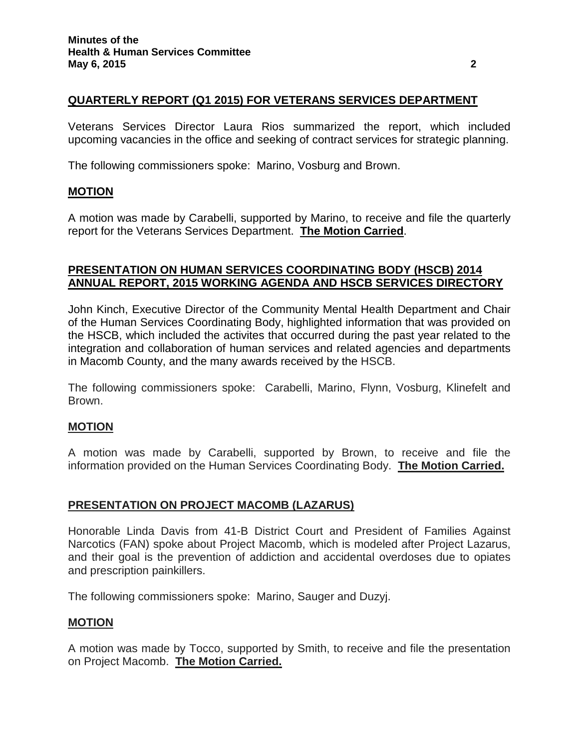## QUARTERLY REPORT (Q1 2015) FOR VETERANS SERVICES DEPARTMENT

Veterans Services Director Laura Rios summarized the report, which included upcoming vacancies in the office and seeking of contract services for strategic planning.

The following commissioners spoke: Marino, Vosburg and Brown.

### MOTION

A motion was made by Carabelli, supported by Marino, to receive and file the quarterly report for the Veterans Services Department. **The Motion Carried**.

## PRESENTATION ON HUMAN SERVICES COORDINATING BODY (HSCB) 2014 ANNUAL REPORT, 2015 WORKING AGENDA AND HSCB SERVICES DIRECTORY

John Kinch, Executive Director of the Community Mental Health Department and Chair of the Human Services Coordinating Body, highlighted information that was provided on the HSCB, which included the activites that occurred during the past year related to the integration and collaboration of human services and related agencies and departments in Macomb County, and the many awards received by the HSCB.

The following commissioners spoke: Carabelli, Marino, Flynn, Vosburg, Klinefelt and Brown.

### MOTION

A motion was made by Carabelli, supported by Brown, to receive and file the information provided on the Human Services Coordinating Body. **The Motion Carried.**

## PRESENTATION ON PROJECT MACOMB (LAZARUS)

Honorable Linda Davis from 41-B District Court and President of Families Against Narcotics (FAN) spoke about Project Macomb, which is modeled after Project Lazarus, and their goal is the prevention of addiction and accidental overdoses due to opiates and prescription painkillers.

The following commissioners spoke: Marino, Sauger and Duzyj.

### MOTION

A motion was made by Tocco, supported by Smith, to receive and file the presentation on Project Macomb. **The Motion Carried.**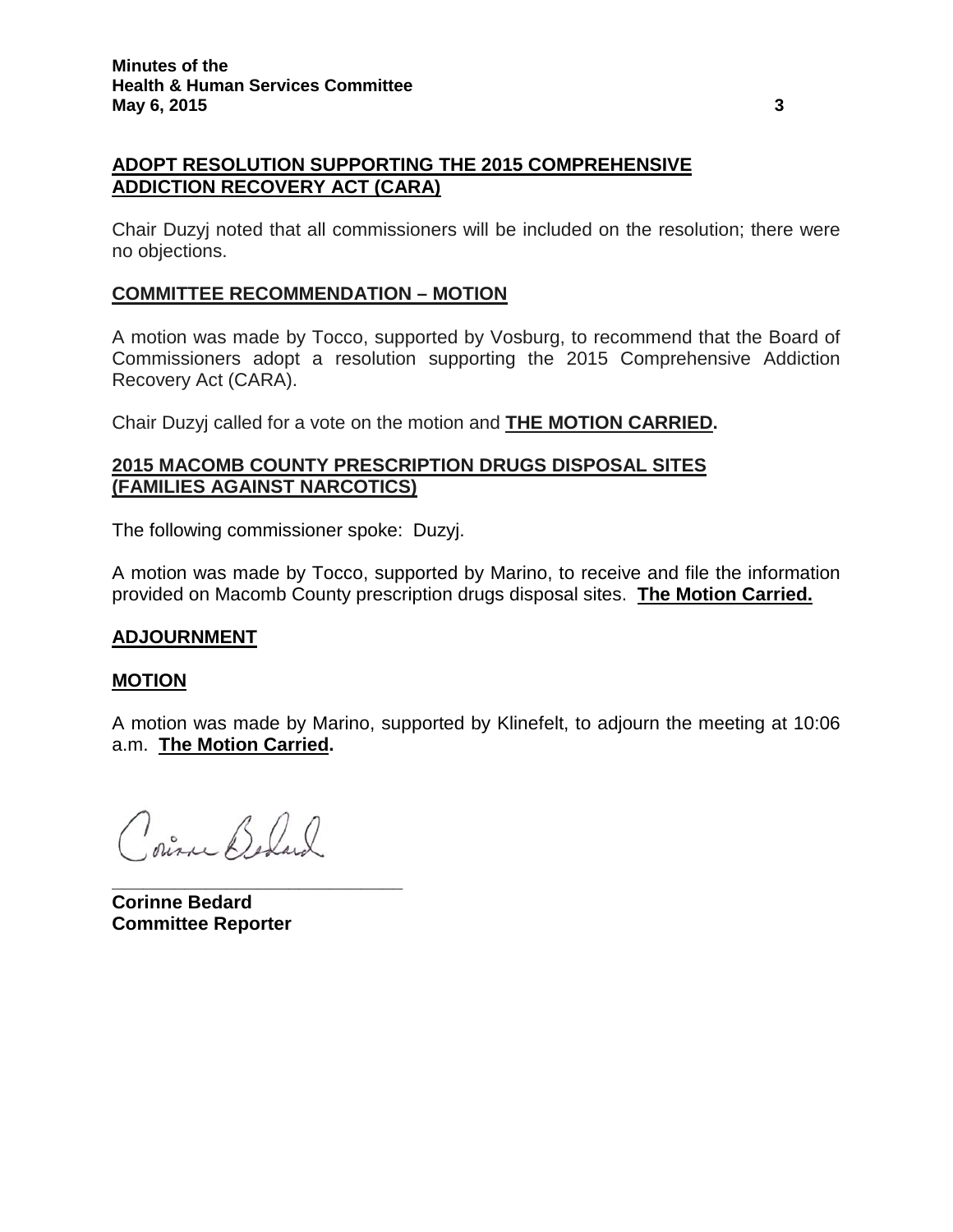**ADOPT RESOLUTION SUPPORTING THE 2015 COMPREHENSIVE ADDICTION RECOVERY ACT (CARA)**

Chair Duzyj noted that all commissioners will be included on the resolution; there were no objections.

**COMMITTEE RECOMMENDATION – MOTION**

A motion was made by Tocco, supported by Vosburg, to recommend that the Board of Commissioners adopt a resolution supporting the 2015 Comprehensive Addiction Recovery Act (CARA).

Chair Duzyj called for a vote on the motion and **THE MOTION CARRIED.**

**2015 MACOMB COUNTY PRESCRIPTION DRUGS DISPOSAL SITES (FAMILIES AGAINST NARCOTICS)**

The following commissioner spoke: Duzyj.

A motion was made by Tocco, supported by Marino, to receive and file the information provided on Macomb County prescription drugs disposal sites. **The Motion Carried.**

**ADJOURNMENT**

**MOTION**

A motion was made by Marino, supported by Klinefelt, to adjourn the meeting at 10:06 a.m. **The Motion Carried.**

\_\_\_\_\_\_\_\_\_\_\_\_\_\_\_\_\_\_\_\_\_\_\_\_\_\_\_\_\_\_

**Corinne Bedard**
**Committee Reporter**